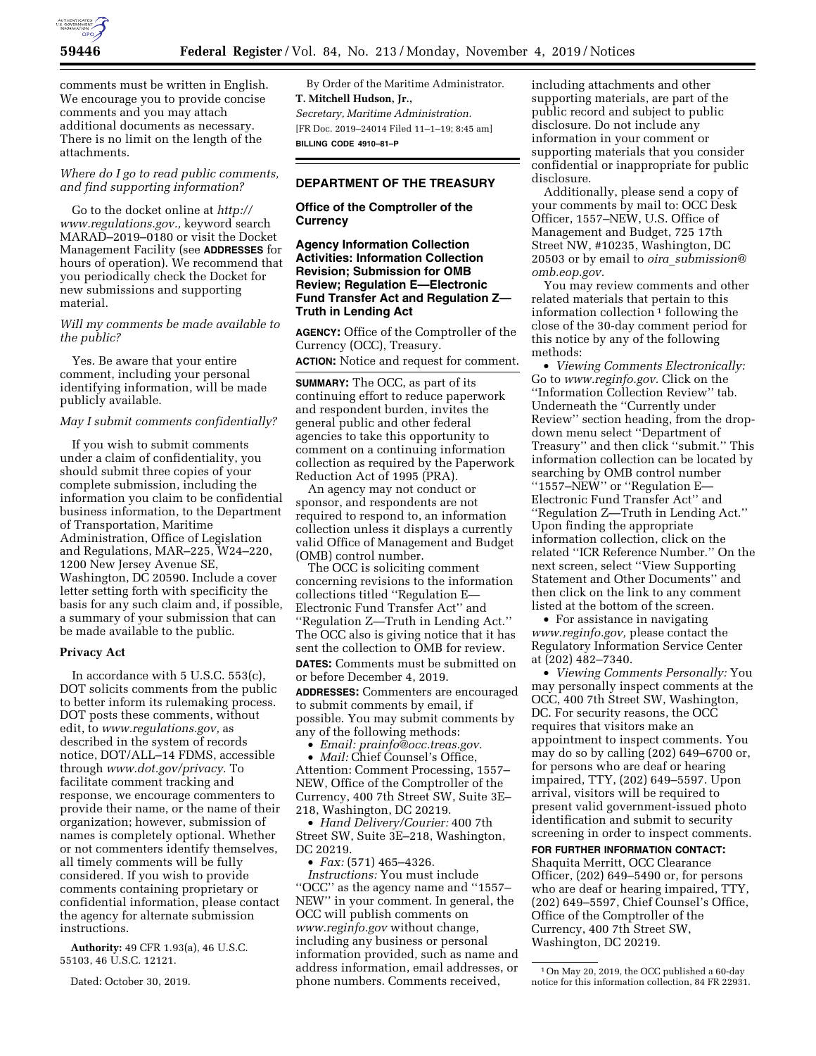comments must be written in English. We encourage you to provide concise comments and you may attach additional documents as necessary. There is no limit on the length of the attachments.

*Where do I go to read public comments, and find supporting information?*

Go to the docket online at *http://www.regulations.gov.,* keyword search MARAD–2019–0180 or visit the Docket Management Facility (see **ADDRESSES** for hours of operation). We recommend that you periodically check the Docket for new submissions and supporting material.

*Will my comments be made available to the public?*

Yes. Be aware that your entire comment, including your personal identifying information, will be made publicly available.

*May I submit comments confidentially?*

If you wish to submit comments under a claim of confidentiality, you should submit three copies of your complete submission, including the information you claim to be confidential business information, to the Department of Transportation, Maritime Administration, Office of Legislation and Regulations, MAR–225, W24–220, 1200 New Jersey Avenue SE, Washington, DC 20590. Include a cover letter setting forth with specificity the basis for any such claim and, if possible, a summary of your submission that can be made available to the public.

**Privacy Act**

In accordance with 5 U.S.C. 553(c), DOT solicits comments from the public to better inform its rulemaking process. DOT posts these comments, without edit, to *www.regulations.gov,* as described in the system of records notice, DOT/ALL–14 FDMS, accessible through *www.dot.gov/privacy.* To facilitate comment tracking and response, we encourage commenters to provide their name, or the name of their organization; however, submission of names is completely optional. Whether or not commenters identify themselves, all timely comments will be fully considered. If you wish to provide comments containing proprietary or confidential information, please contact the agency for alternate submission instructions.

**Authority:** 49 CFR 1.93(a), 46 U.S.C. 55103, 46 U.S.C. 12121.

Dated: October 30, 2019.

By Order of the Maritime Administrator.

**T. Mitchell Hudson, Jr.,**

*Secretary, Maritime Administration.*

[FR Doc. 2019–24014 Filed 11–1–19; 8:45 am]

**BILLING CODE 4910–81–P**

## DEPARTMENT OF THE TREASURY

### Office of the Comptroller of the Currency

### Agency Information Collection Activities: Information Collection Revision; Submission for OMB Review; Regulation E—Electronic Fund Transfer Act and Regulation Z—Truth in Lending Act

**AGENCY:** Office of the Comptroller of the Currency (OCC), Treasury.

**ACTION:** Notice and request for comment.

**SUMMARY:** The OCC, as part of its continuing effort to reduce paperwork and respondent burden, invites the general public and other federal agencies to take this opportunity to comment on a continuing information collection as required by the Paperwork Reduction Act of 1995 (PRA).

An agency may not conduct or sponsor, and respondents are not required to respond to, an information collection unless it displays a currently valid Office of Management and Budget (OMB) control number.

The OCC is soliciting comment concerning revisions to the information collections titled ''Regulation E—Electronic Fund Transfer Act'' and ''Regulation Z—Truth in Lending Act.'' The OCC also is giving notice that it has sent the collection to OMB for review.

**DATES:** Comments must be submitted on or before December 4, 2019.

**ADDRESSES:** Commenters are encouraged to submit comments by email, if possible. You may submit comments by any of the following methods:

- *Email: prainfo@occ.treas.gov.*
- *Mail:* Chief Counsel's Office, Attention: Comment Processing, 1557–NEW, Office of the Comptroller of the Currency, 400 7th Street SW, Suite 3E–218, Washington, DC 20219.
- *Hand Delivery/Courier:* 400 7th Street SW, Suite 3E–218, Washington, DC 20219.
- *Fax:* (571) 465–4326.

*Instructions:* You must include ''OCC'' as the agency name and ''1557–NEW'' in your comment. In general, the OCC will publish comments on *www.reginfo.gov* without change, including any business or personal information provided, such as name and address information, email addresses, or phone numbers. Comments received, including attachments and other supporting materials, are part of the public record and subject to public disclosure. Do not include any information in your comment or supporting materials that you consider confidential or inappropriate for public disclosure.

Additionally, please send a copy of your comments by mail to: OCC Desk Officer, 1557–NEW, U.S. Office of Management and Budget, 725 17th Street NW, #10235, Washington, DC 20503 or by email to *oira_submission@omb.eop.gov.*

You may review comments and other related materials that pertain to this information collection [1] following the close of the 30-day comment period for this notice by any of the following methods:

- *Viewing Comments Electronically:* Go to *www.reginfo.gov.* Click on the ''Information Collection Review'' tab. Underneath the ''Currently under Review'' section heading, from the drop-down menu select ''Department of Treasury'' and then click ''submit.'' This information collection can be located by searching by OMB control number ''1557–NEW'' or ''Regulation E—Electronic Fund Transfer Act'' and ''Regulation Z—Truth in Lending Act.'' Upon finding the appropriate information collection, click on the related ''ICR Reference Number.'' On the next screen, select ''View Supporting Statement and Other Documents'' and then click on the link to any comment listed at the bottom of the screen.
- For assistance in navigating *www.reginfo.gov,* please contact the Regulatory Information Service Center at (202) 482–7340.
- *Viewing Comments Personally:* You may personally inspect comments at the OCC, 400 7th Street SW, Washington, DC. For security reasons, the OCC requires that visitors make an appointment to inspect comments. You may do so by calling (202) 649–6700 or, for persons who are deaf or hearing impaired, TTY, (202) 649–5597. Upon arrival, visitors will be required to present valid government-issued photo identification and submit to security screening in order to inspect comments.

**FOR FURTHER INFORMATION CONTACT:** Shaquita Merritt, OCC Clearance Officer, (202) 649–5490 or, for persons who are deaf or hearing impaired, TTY, (202) 649–5597, Chief Counsel's Office, Office of the Comptroller of the Currency, 400 7th Street SW, Washington, DC 20219.

[1] On May 20, 2019, the OCC published a 60-day notice for this information collection, 84 FR 22931.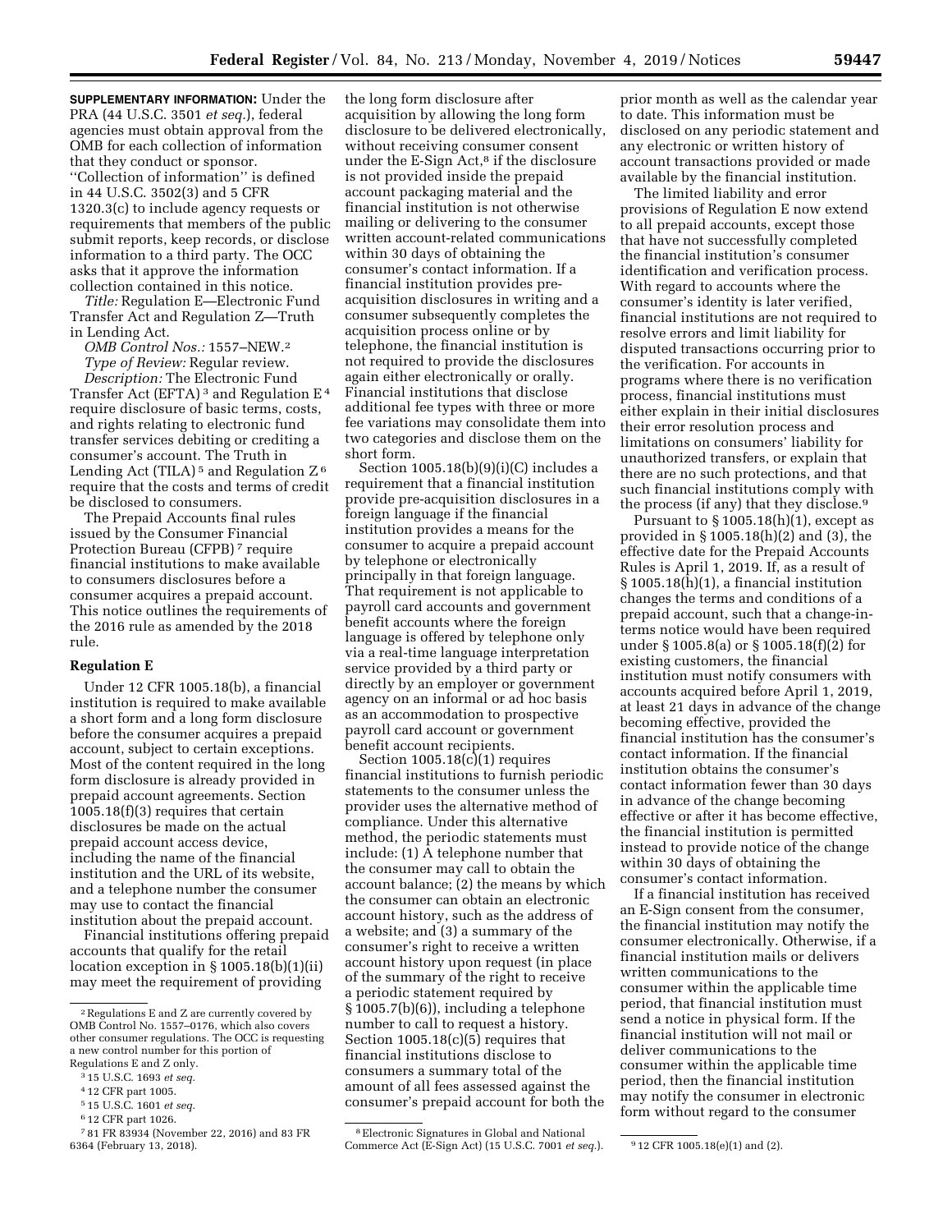**SUPPLEMENTARY INFORMATION:** Under the PRA (44 U.S.C. 3501 *et seq.*), federal agencies must obtain approval from the OMB for each collection of information that they conduct or sponsor. ''Collection of information'' is defined in 44 U.S.C. 3502(3) and 5 CFR 1320.3(c) to include agency requests or requirements that members of the public submit reports, keep records, or disclose information to a third party. The OCC asks that it approve the information collection contained in this notice.

*Title:* Regulation E—Electronic Fund Transfer Act and Regulation Z—Truth in Lending Act.

*OMB Control Nos.:* 1557–NEW.[2]

*Type of Review:* Regular review.

*Description:* The Electronic Fund Transfer Act (EFTA)[3] and Regulation E[4] require disclosure of basic terms, costs, and rights relating to electronic fund transfer services debiting or crediting a consumer's account. The Truth in Lending Act (TILA)[5] and Regulation Z[6] require that the costs and terms of credit be disclosed to consumers.

The Prepaid Accounts final rules issued by the Consumer Financial Protection Bureau (CFPB)[7] require financial institutions to make available to consumers disclosures before a consumer acquires a prepaid account. This notice outlines the requirements of the 2016 rule as amended by the 2018 rule.

## Regulation E

Under 12 CFR 1005.18(b), a financial institution is required to make available a short form and a long form disclosure before the consumer acquires a prepaid account, subject to certain exceptions. Most of the content required in the long form disclosure is already provided in prepaid account agreements. Section 1005.18(f)(3) requires that certain disclosures be made on the actual prepaid account access device, including the name of the financial institution and the URL of its website, and a telephone number the consumer may use to contact the financial institution about the prepaid account.

Financial institutions offering prepaid accounts that qualify for the retail location exception in § 1005.18(b)(1)(ii) may meet the requirement of providing the long form disclosure after acquisition by allowing the long form disclosure to be delivered electronically, without receiving consumer consent under the E-Sign Act,[8] if the disclosure is not provided inside the prepaid account packaging material and the financial institution is not otherwise mailing or delivering to the consumer written account-related communications within 30 days of obtaining the consumer's contact information. If a financial institution provides pre-acquisition disclosures in writing and a consumer subsequently completes the acquisition process online or by telephone, the financial institution is not required to provide the disclosures again either electronically or orally. Financial institutions that disclose additional fee types with three or more fee variations may consolidate them into two categories and disclose them on the short form.

Section 1005.18(b)(9)(i)(C) includes a requirement that a financial institution provide pre-acquisition disclosures in a foreign language if the financial institution provides a means for the consumer to acquire a prepaid account by telephone or electronically principally in that foreign language. That requirement is not applicable to payroll card accounts and government benefit accounts where the foreign language is offered by telephone only via a real-time language interpretation service provided by a third party or directly by an employer or government agency on an informal or ad hoc basis as an accommodation to prospective payroll card account or government benefit account recipients.

Section 1005.18(c)(1) requires financial institutions to furnish periodic statements to the consumer unless the provider uses the alternative method of compliance. Under this alternative method, the periodic statements must include: (1) A telephone number that the consumer may call to obtain the account balance; (2) the means by which the consumer can obtain an electronic account history, such as the address of a website; and (3) a summary of the consumer's right to receive a written account history upon request (in place of the summary of the right to receive a periodic statement required by § 1005.7(b)(6)), including a telephone number to call to request a history. Section 1005.18(c)(5) requires that financial institutions disclose to consumers a summary total of the amount of all fees assessed against the consumer's prepaid account for both the prior month as well as the calendar year to date. This information must be disclosed on any periodic statement and any electronic or written history of account transactions provided or made available by the financial institution.

The limited liability and error provisions of Regulation E now extend to all prepaid accounts, except those that have not successfully completed the financial institution's consumer identification and verification process. With regard to accounts where the consumer's identity is later verified, financial institutions are not required to resolve errors and limit liability for disputed transactions occurring prior to the verification. For accounts in programs where there is no verification process, financial institutions must either explain in their initial disclosures their error resolution process and limitations on consumers' liability for unauthorized transfers, or explain that there are no such protections, and that such financial institutions comply with the process (if any) that they disclose.[9]

Pursuant to § 1005.18(h)(1), except as provided in § 1005.18(h)(2) and (3), the effective date for the Prepaid Accounts Rules is April 1, 2019. If, as a result of § 1005.18(h)(1), a financial institution changes the terms and conditions of a prepaid account, such that a change-in-terms notice would have been required under § 1005.8(a) or § 1005.18(f)(2) for existing customers, the financial institution must notify consumers with accounts acquired before April 1, 2019, at least 21 days in advance of the change becoming effective, provided the financial institution has the consumer's contact information. If the financial institution obtains the consumer's contact information fewer than 30 days in advance of the change becoming effective or after it has become effective, the financial institution is permitted instead to provide notice of the change within 30 days of obtaining the consumer's contact information.

If a financial institution has received an E-Sign consent from the consumer, the financial institution may notify the consumer electronically. Otherwise, if a financial institution mails or delivers written communications to the consumer within the applicable time period, that financial institution must send a notice in physical form. If the financial institution will not mail or deliver communications to the consumer within the applicable time period, then the financial institution may notify the consumer in electronic form without regard to the consumer

---

[2] Regulations E and Z are currently covered by OMB Control No. 1557–0176, which also covers other consumer regulations. The OCC is requesting a new control number for this portion of Regulations E and Z only.

[3] 15 U.S.C. 1693 *et seq.*

[4] 12 CFR part 1005.

[5] 15 U.S.C. 1601 *et seq.*

[6] 12 CFR part 1026.

[7] 81 FR 83934 (November 22, 2016) and 83 FR 6364 (February 13, 2018).

[8] Electronic Signatures in Global and National Commerce Act (E-Sign Act) (15 U.S.C. 7001 *et seq.*).

[9] 12 CFR 1005.18(e)(1) and (2).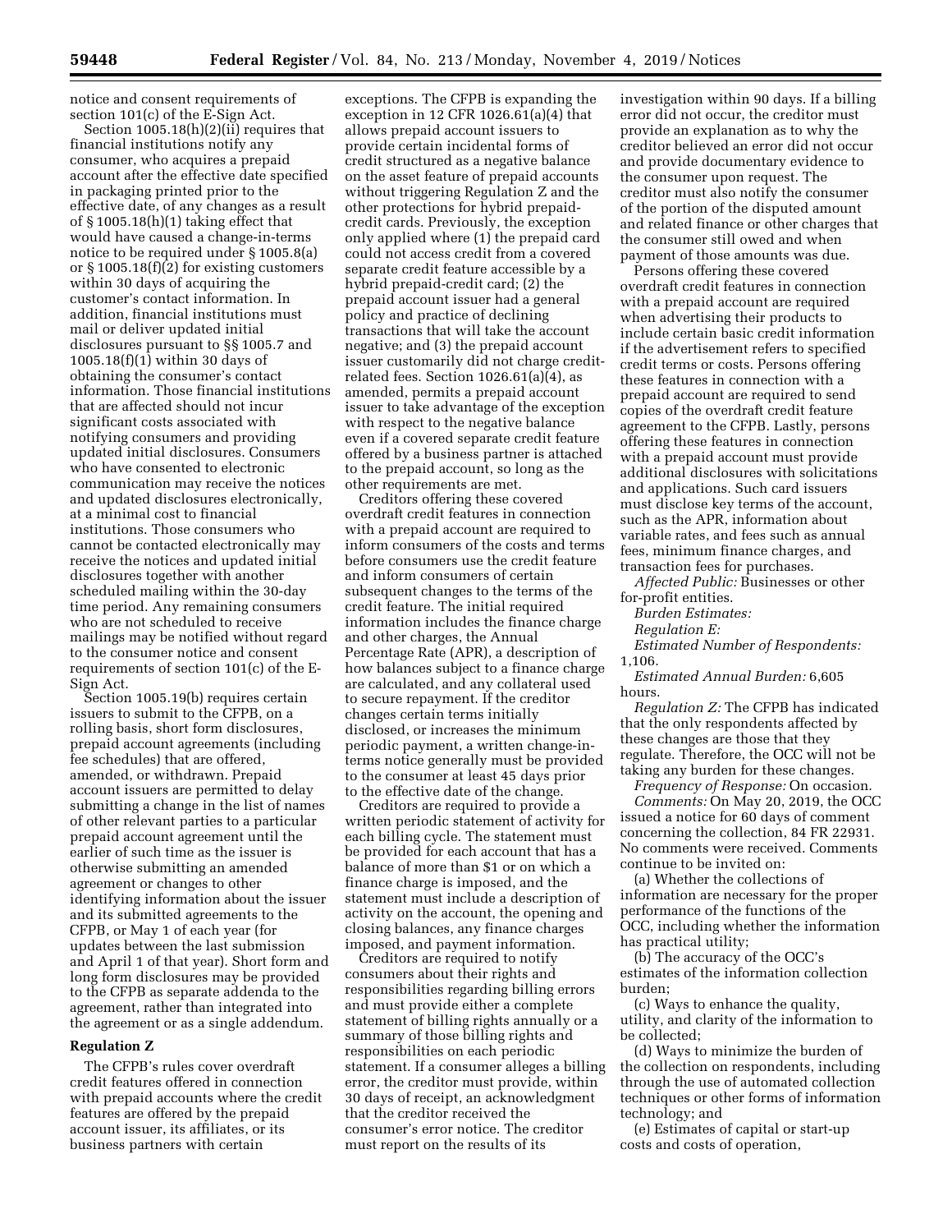notice and consent requirements of section 101(c) of the E-Sign Act.

Section 1005.18(h)(2)(ii) requires that financial institutions notify any consumer, who acquires a prepaid account after the effective date specified in packaging printed prior to the effective date, of any changes as a result of § 1005.18(h)(1) taking effect that would have caused a change-in-terms notice to be required under § 1005.8(a) or § 1005.18(f)(2) for existing customers within 30 days of acquiring the customer's contact information. In addition, financial institutions must mail or deliver updated initial disclosures pursuant to §§ 1005.7 and 1005.18(f)(1) within 30 days of obtaining the consumer's contact information. Those financial institutions that are affected should not incur significant costs associated with notifying consumers and providing updated initial disclosures. Consumers who have consented to electronic communication may receive the notices and updated disclosures electronically, at a minimal cost to financial institutions. Those consumers who cannot be contacted electronically may receive the notices and updated initial disclosures together with another scheduled mailing within the 30-day time period. Any remaining consumers who are not scheduled to receive mailings may be notified without regard to the consumer notice and consent requirements of section 101(c) of the E-Sign Act.

Section 1005.19(b) requires certain issuers to submit to the CFPB, on a rolling basis, short form disclosures, prepaid account agreements (including fee schedules) that are offered, amended, or withdrawn. Prepaid account issuers are permitted to delay submitting a change in the list of names of other relevant parties to a particular prepaid account agreement until the earlier of such time as the issuer is otherwise submitting an amended agreement or changes to other identifying information about the issuer and its submitted agreements to the CFPB, or May 1 of each year (for updates between the last submission and April 1 of that year). Short form and long form disclosures may be provided to the CFPB as separate addenda to the agreement, rather than integrated into the agreement or as a single addendum.

## Regulation Z

The CFPB's rules cover overdraft credit features offered in connection with prepaid accounts where the credit features are offered by the prepaid account issuer, its affiliates, or its business partners with certain exceptions. The CFPB is expanding the exception in 12 CFR 1026.61(a)(4) that allows prepaid account issuers to provide certain incidental forms of credit structured as a negative balance on the asset feature of prepaid accounts without triggering Regulation Z and the other protections for hybrid prepaid-credit cards. Previously, the exception only applied where (1) the prepaid card could not access credit from a covered separate credit feature accessible by a hybrid prepaid-credit card; (2) the prepaid account issuer had a general policy and practice of declining transactions that will take the account negative; and (3) the prepaid account issuer customarily did not charge credit-related fees. Section 1026.61(a)(4), as amended, permits a prepaid account issuer to take advantage of the exception with respect to the negative balance even if a covered separate credit feature offered by a business partner is attached to the prepaid account, so long as the other requirements are met.

Creditors offering these covered overdraft credit features in connection with a prepaid account are required to inform consumers of the costs and terms before consumers use the credit feature and inform consumers of certain subsequent changes to the terms of the credit feature. The initial required information includes the finance charge and other charges, the Annual Percentage Rate (APR), a description of how balances subject to a finance charge are calculated, and any collateral used to secure repayment. If the creditor changes certain terms initially disclosed, or increases the minimum periodic payment, a written change-in-terms notice generally must be provided to the consumer at least 45 days prior to the effective date of the change.

Creditors are required to provide a written periodic statement of activity for each billing cycle. The statement must be provided for each account that has a balance of more than $1 or on which a finance charge is imposed, and the statement must include a description of activity on the account, the opening and closing balances, any finance charges imposed, and payment information.

Creditors are required to notify consumers about their rights and responsibilities regarding billing errors and must provide either a complete statement of billing rights annually or a summary of those billing rights and responsibilities on each periodic statement. If a consumer alleges a billing error, the creditor must provide, within 30 days of receipt, an acknowledgment that the creditor received the consumer's error notice. The creditor must report on the results of its investigation within 90 days. If a billing error did not occur, the creditor must provide an explanation as to why the creditor believed an error did not occur and provide documentary evidence to the consumer upon request. The creditor must also notify the consumer of the portion of the disputed amount and related finance or other charges that the consumer still owed and when payment of those amounts was due.

Persons offering these covered overdraft credit features in connection with a prepaid account are required when advertising their products to include certain basic credit information if the advertisement refers to specified credit terms or costs. Persons offering these features in connection with a prepaid account are required to send copies of the overdraft credit feature agreement to the CFPB. Lastly, persons offering these features in connection with a prepaid account must provide additional disclosures with solicitations and applications. Such card issuers must disclose key terms of the account, such as the APR, information about variable rates, and fees such as annual fees, minimum finance charges, and transaction fees for purchases.

*Affected Public:* Businesses or other for-profit entities.

*Burden Estimates:*

*Regulation E:*

*Estimated Number of Respondents:* 1,106.

*Estimated Annual Burden:* 6,605 hours.

*Regulation Z:* The CFPB has indicated that the only respondents affected by these changes are those that they regulate. Therefore, the OCC will not be taking any burden for these changes.

*Frequency of Response:* On occasion.

*Comments:* On May 20, 2019, the OCC issued a notice for 60 days of comment concerning the collection, 84 FR 22931. No comments were received. Comments continue to be invited on:

(a) Whether the collections of information are necessary for the proper performance of the functions of the OCC, including whether the information has practical utility;

(b) The accuracy of the OCC's estimates of the information collection burden;

(c) Ways to enhance the quality, utility, and clarity of the information to be collected;

(d) Ways to minimize the burden of the collection on respondents, including through the use of automated collection techniques or other forms of information technology; and

(e) Estimates of capital or start-up costs and costs of operation,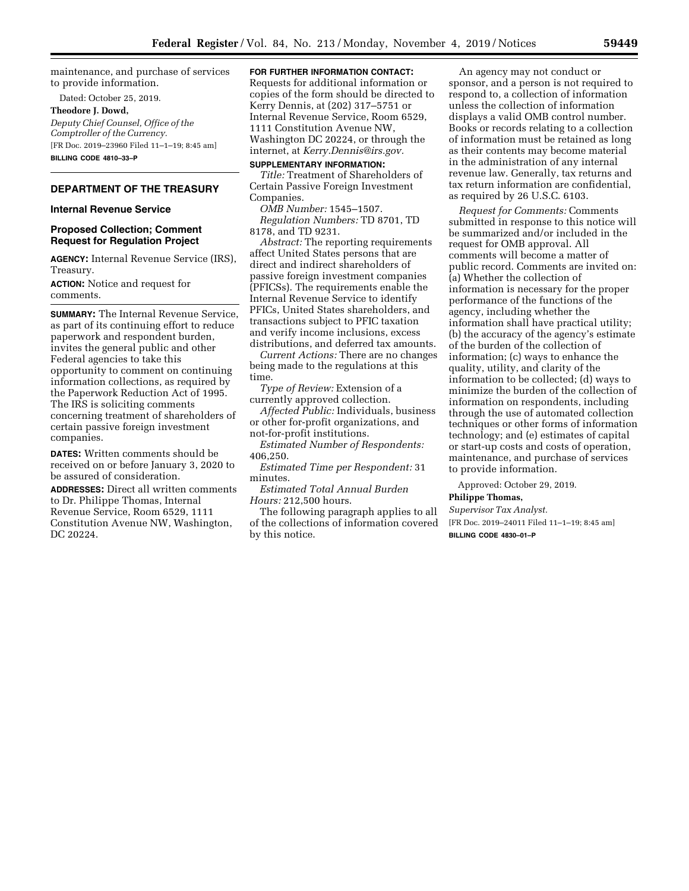maintenance, and purchase of services to provide information.

Dated: October 25, 2019.

**Theodore J. Dowd,**

*Deputy Chief Counsel, Office of the Comptroller of the Currency.*

[FR Doc. 2019–23960 Filed 11–1–19; 8:45 am]

**BILLING CODE 4810–33–P**

## DEPARTMENT OF THE TREASURY

### Internal Revenue Service

### Proposed Collection; Comment Request for Regulation Project

**AGENCY:** Internal Revenue Service (IRS), Treasury.

**ACTION:** Notice and request for comments.

**SUMMARY:** The Internal Revenue Service, as part of its continuing effort to reduce paperwork and respondent burden, invites the general public and other Federal agencies to take this opportunity to comment on continuing information collections, as required by the Paperwork Reduction Act of 1995. The IRS is soliciting comments concerning treatment of shareholders of certain passive foreign investment companies.

**DATES:** Written comments should be received on or before January 3, 2020 to be assured of consideration.

**ADDRESSES:** Direct all written comments to Dr. Philippe Thomas, Internal Revenue Service, Room 6529, 1111 Constitution Avenue NW, Washington, DC 20224.

**FOR FURTHER INFORMATION CONTACT:** Requests for additional information or copies of the form should be directed to Kerry Dennis, at (202) 317–5751 or Internal Revenue Service, Room 6529, 1111 Constitution Avenue NW, Washington DC 20224, or through the internet, at *Kerry.Dennis@irs.gov.*

**SUPPLEMENTARY INFORMATION:**

*Title:* Treatment of Shareholders of Certain Passive Foreign Investment Companies.

*OMB Number:* 1545–1507.

*Regulation Numbers:* TD 8701, TD 8178, and TD 9231.

*Abstract:* The reporting requirements affect United States persons that are direct and indirect shareholders of passive foreign investment companies (PFICSs). The requirements enable the Internal Revenue Service to identify PFICs, United States shareholders, and transactions subject to PFIC taxation and verify income inclusions, excess distributions, and deferred tax amounts.

*Current Actions:* There are no changes being made to the regulations at this time.

*Type of Review:* Extension of a currently approved collection.

*Affected Public:* Individuals, business or other for-profit organizations, and not-for-profit institutions.

*Estimated Number of Respondents:* 406,250.

*Estimated Time per Respondent:* 31 minutes.

*Estimated Total Annual Burden Hours:* 212,500 hours.

The following paragraph applies to all of the collections of information covered by this notice.

An agency may not conduct or sponsor, and a person is not required to respond to, a collection of information unless the collection of information displays a valid OMB control number. Books or records relating to a collection of information must be retained as long as their contents may become material in the administration of any internal revenue law. Generally, tax returns and tax return information are confidential, as required by 26 U.S.C. 6103.

*Request for Comments:* Comments submitted in response to this notice will be summarized and/or included in the request for OMB approval. All comments will become a matter of public record. Comments are invited on: (a) Whether the collection of information is necessary for the proper performance of the functions of the agency, including whether the information shall have practical utility; (b) the accuracy of the agency's estimate of the burden of the collection of information; (c) ways to enhance the quality, utility, and clarity of the information to be collected; (d) ways to minimize the burden of the collection of information on respondents, including through the use of automated collection techniques or other forms of information technology; and (e) estimates of capital or start-up costs and costs of operation, maintenance, and purchase of services to provide information.

Approved: October 29, 2019.

**Philippe Thomas,**

*Supervisor Tax Analyst.*

[FR Doc. 2019–24011 Filed 11–1–19; 8:45 am]

**BILLING CODE 4830–01–P**